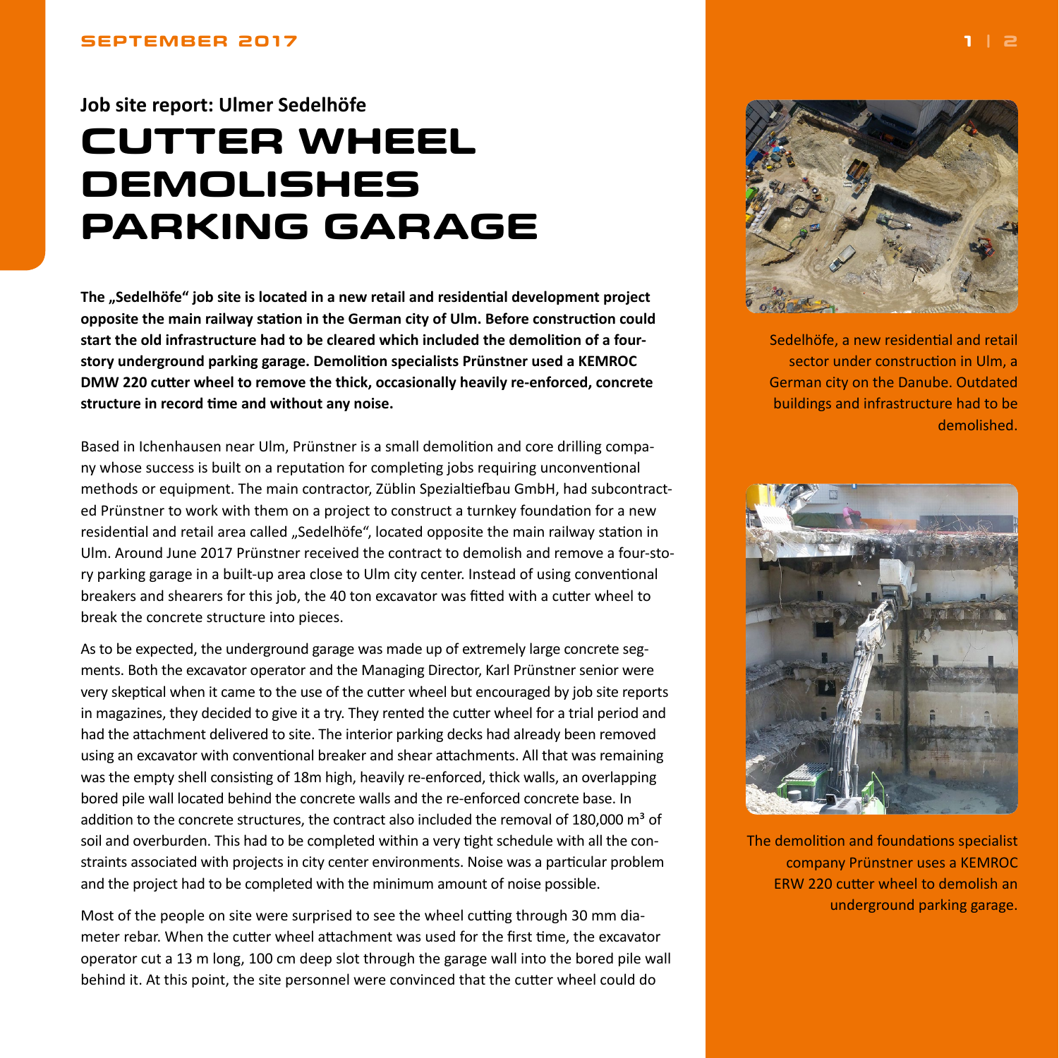Job site report: Ulmer Sedelhöfe

# CUTTER WHEEL DEMOLISHES PARKING GARAGE

**The „Sedelhöfe" job site is located in a new retail and residential development project opposite the main railway station in the German city of Ulm. Before construction could start the old infrastructure had to be cleared which included the demolition of a four-story underground parking garage. Demolition specialists Prünstner used a KEMROC DMW 220 cutter wheel to remove the thick, occasionally heavily re-enforced, concrete structure in record time and without any noise.**

Based in Ichenhausen near Ulm, Prünstner is a small demolition and core drilling company whose success is built on a reputation for completing jobs requiring unconventional methods or equipment. The main contractor, Züblin Spezialtiefbau GmbH, had subcontracted Prünstner to work with them on a project to construct a turnkey foundation for a new residential and retail area called „Sedelhöfe", located opposite the main railway station in Ulm. Around June 2017 Prünstner received the contract to demolish and remove a four-story parking garage in a built-up area close to Ulm city center. Instead of using conventional breakers and shearers for this job, the 40 ton excavator was fitted with a cutter wheel to break the concrete structure into pieces.

As to be expected, the underground garage was made up of extremely large concrete segments. Both the excavator operator and the Managing Director, Karl Prünstner senior were very skeptical when it came to the use of the cutter wheel but encouraged by job site reports in magazines, they decided to give it a try. They rented the cutter wheel for a trial period and had the attachment delivered to site. The interior parking decks had already been removed using an excavator with conventional breaker and shear attachments. All that was remaining was the empty shell consisting of 18m high, heavily re-enforced, thick walls, an overlapping bored pile wall located behind the concrete walls and the re-enforced concrete base. In addition to the concrete structures, the contract also included the removal of 180,000 m³ of soil and overburden. This had to be completed within a very tight schedule with all the constraints associated with projects in city center environments. Noise was a particular problem and the project had to be completed with the minimum amount of noise possible.

Most of the people on site were surprised to see the wheel cutting through 30 mm diameter rebar. When the cutter wheel attachment was used for the first time, the excavator operator cut a 13 m long, 100 cm deep slot through the garage wall into the bored pile wall behind it. At this point, the site personnel were convinced that the cutter wheel could do

Sedelhöfe, a new residential and retail sector under construction in Ulm, a German city on the Danube. Outdated buildings and infrastructure had to be demolished.

The demolition and foundations specialist company Prünstner uses a KEMROC ERW 220 cutter wheel to demolish an underground parking garage.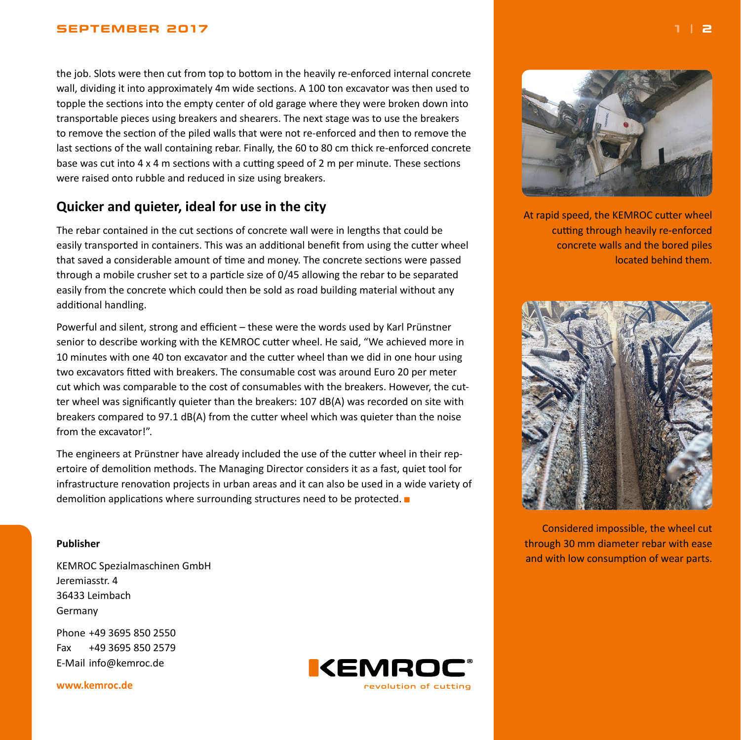the job. Slots were then cut from top to bottom in the heavily re-enforced internal concrete wall, dividing it into approximately 4m wide sections. A 100 ton excavator was then used to topple the sections into the empty center of old garage where they were broken down into transportable pieces using breakers and shearers. The next stage was to use the breakers to remove the section of the piled walls that were not re-enforced and then to remove the last sections of the wall containing rebar. Finally, the 60 to 80 cm thick re-enforced concrete base was cut into 4 x 4 m sections with a cutting speed of 2 m per minute. These sections were raised onto rubble and reduced in size using breakers.

## Quicker and quieter, ideal for use in the city

The rebar contained in the cut sections of concrete wall were in lengths that could be easily transported in containers. This was an additional benefit from using the cutter wheel that saved a considerable amount of time and money. The concrete sections were passed through a mobile crusher set to a particle size of 0/45 allowing the rebar to be separated easily from the concrete which could then be sold as road building material without any additional handling.

Powerful and silent, strong and efficient – these were the words used by Karl Prünstner senior to describe working with the KEMROC cutter wheel. He said, "We achieved more in 10 minutes with one 40 ton excavator and the cutter wheel than we did in one hour using two excavators fitted with breakers. The consumable cost was around Euro 20 per meter cut which was comparable to the cost of consumables with the breakers. However, the cutter wheel was significantly quieter than the breakers: 107 dB(A) was recorded on site with breakers compared to 97.1 dB(A) from the cutter wheel which was quieter than the noise from the excavator!".

The engineers at Prünstner have already included the use of the cutter wheel in their repertoire of demolition methods. The Managing Director considers it as a fast, quiet tool for infrastructure renovation projects in urban areas and it can also be used in a wide variety of demolition applications where surrounding structures need to be protected. ■

At rapid speed, the KEMROC cutter wheel cutting through heavily re-enforced concrete walls and the bored piles located behind them.

Considered impossible, the wheel cut through 30 mm diameter rebar with ease and with low consumption of wear parts.

**Publisher**

KEMROC Spezialmaschinen GmbH
Jeremiasstr. 4
36433 Leimbach
Germany

Phone +49 3695 850 2550
Fax +49 3695 850 2579
E-Mail info@kemroc.de

**www.kemroc.de**

KEMROC®
revolution of cutting